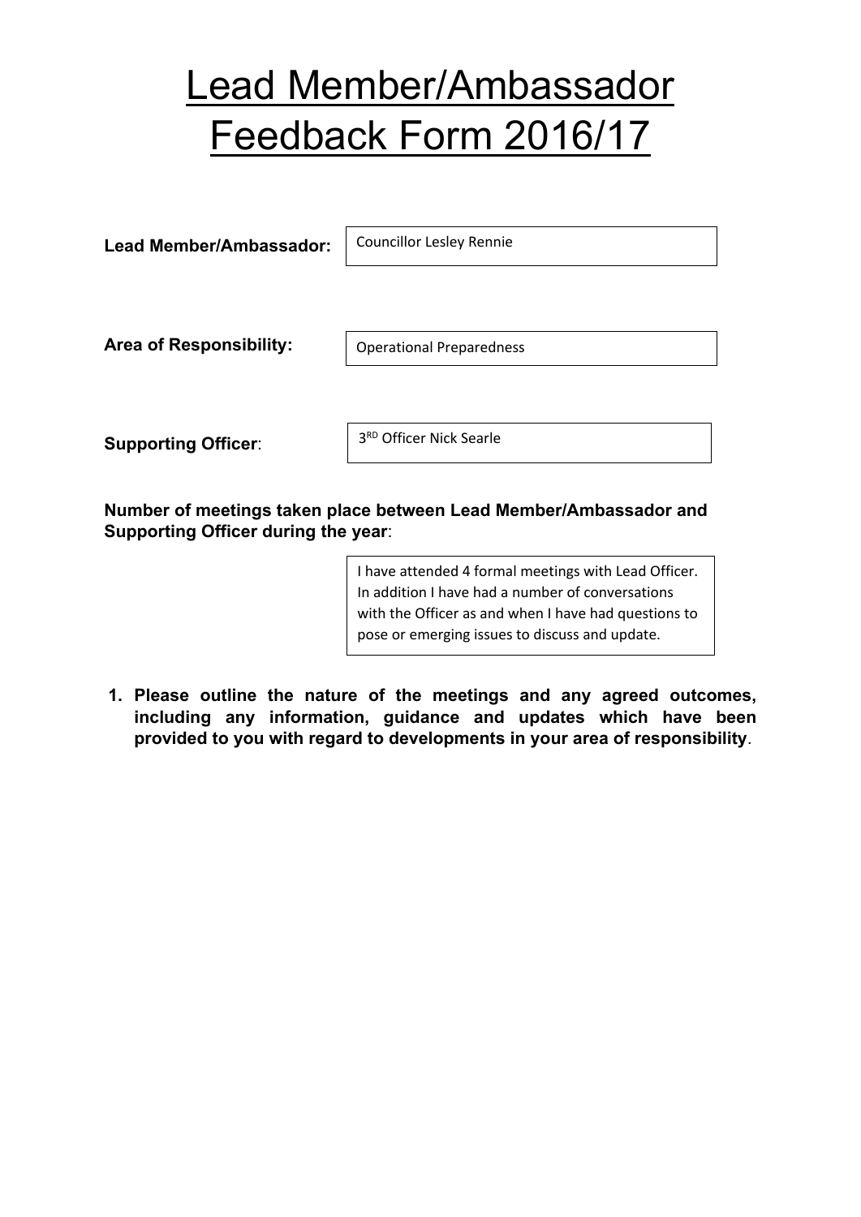# Lead Member/Ambassador Feedback Form 2016/17

**Lead Member/Ambassador:** Councillor Lesley Rennie

**Area of Responsibility:** Operational Preparedness

**Supporting Officer**: 3RD Officer Nick Searle

**Number of meetings taken place between Lead Member/Ambassador and Supporting Officer during the year**:

I have attended 4 formal meetings with Lead Officer. In addition I have had a number of conversations with the Officer as and when I have had questions to pose or emerging issues to discuss and update.

1. **Please outline the nature of the meetings and any agreed outcomes, including any information, guidance and updates which have been provided to you with regard to developments in your area of responsibility**.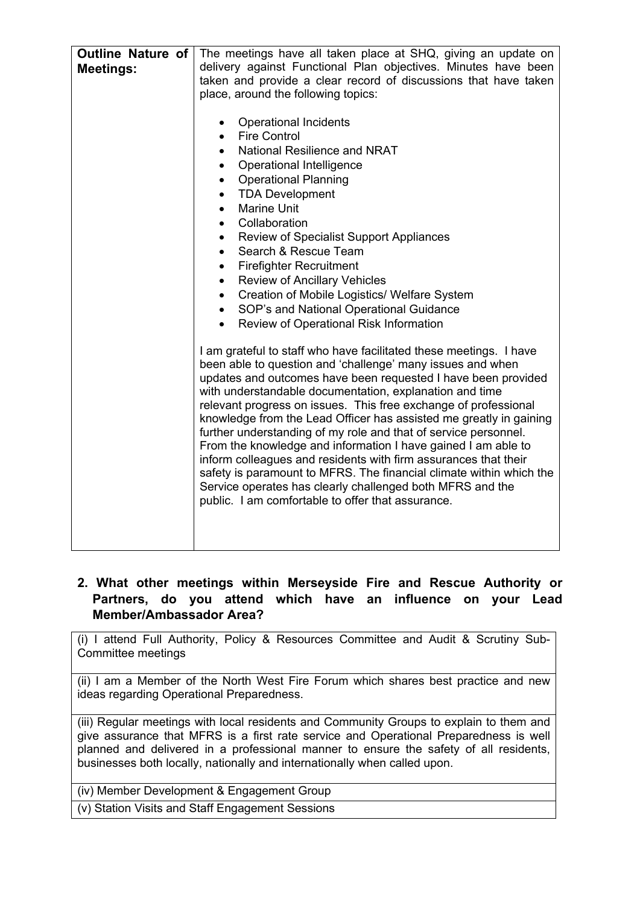| **Outline Nature of Meetings:** | The meetings have all taken place at SHQ, giving an update on delivery against Functional Plan objectives. Minutes have been taken and provide a clear record of discussions that have taken place, around the following topics:<br><br>• Operational Incidents<br>• Fire Control<br>• National Resilience and NRAT<br>• Operational Intelligence<br>• Operational Planning<br>• TDA Development<br>• Marine Unit<br>• Collaboration<br>• Review of Specialist Support Appliances<br>• Search & Rescue Team<br>• Firefighter Recruitment<br>• Review of Ancillary Vehicles<br>• Creation of Mobile Logistics/ Welfare System<br>• SOP's and National Operational Guidance<br>• Review of Operational Risk Information<br><br>I am grateful to staff who have facilitated these meetings. I have been able to question and 'challenge' many issues and when updates and outcomes have been requested I have been provided with understandable documentation, explanation and time relevant progress on issues. This free exchange of professional knowledge from the Lead Officer has assisted me greatly in gaining further understanding of my role and that of service personnel. From the knowledge and information I have gained I am able to inform colleagues and residents with firm assurances that their safety is paramount to MFRS. The financial climate within which the Service operates has clearly challenged both MFRS and the public. I am comfortable to offer that assurance. |
|---|---|

## 2. What other meetings within Merseyside Fire and Rescue Authority or Partners, do you attend which have an influence on your Lead Member/Ambassador Area?

| |
|---|
| (i) I attend Full Authority, Policy & Resources Committee and Audit & Scrutiny Sub-Committee meetings |
| (ii) I am a Member of the North West Fire Forum which shares best practice and new ideas regarding Operational Preparedness. |
| (iii) Regular meetings with local residents and Community Groups to explain to them and give assurance that MFRS is a first rate service and Operational Preparedness is well planned and delivered in a professional manner to ensure the safety of all residents, businesses both locally, nationally and internationally when called upon. |
| (iv) Member Development & Engagement Group |
| (v) Station Visits and Staff Engagement Sessions |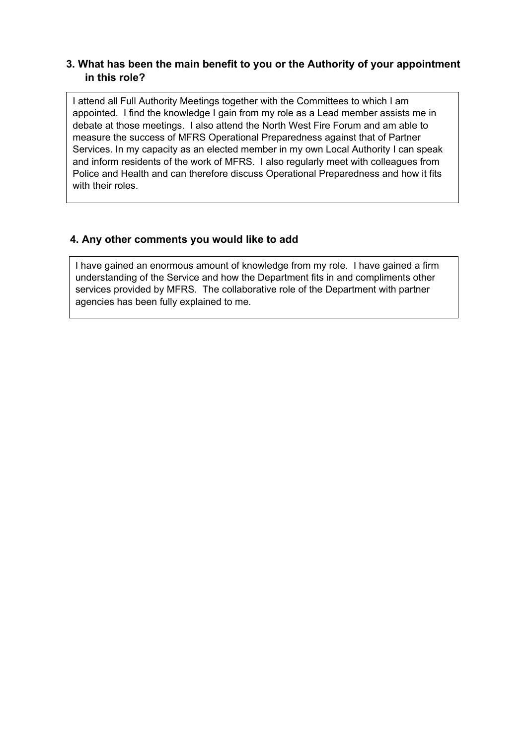**3. What has been the main benefit to you or the Authority of your appointment in this role?**

I attend all Full Authority Meetings together with the Committees to which I am appointed. I find the knowledge I gain from my role as a Lead member assists me in debate at those meetings. I also attend the North West Fire Forum and am able to measure the success of MFRS Operational Preparedness against that of Partner Services. In my capacity as an elected member in my own Local Authority I can speak and inform residents of the work of MFRS. I also regularly meet with colleagues from Police and Health and can therefore discuss Operational Preparedness and how it fits with their roles.

**4. Any other comments you would like to add**

I have gained an enormous amount of knowledge from my role. I have gained a firm understanding of the Service and how the Department fits in and compliments other services provided by MFRS. The collaborative role of the Department with partner agencies has been fully explained to me.